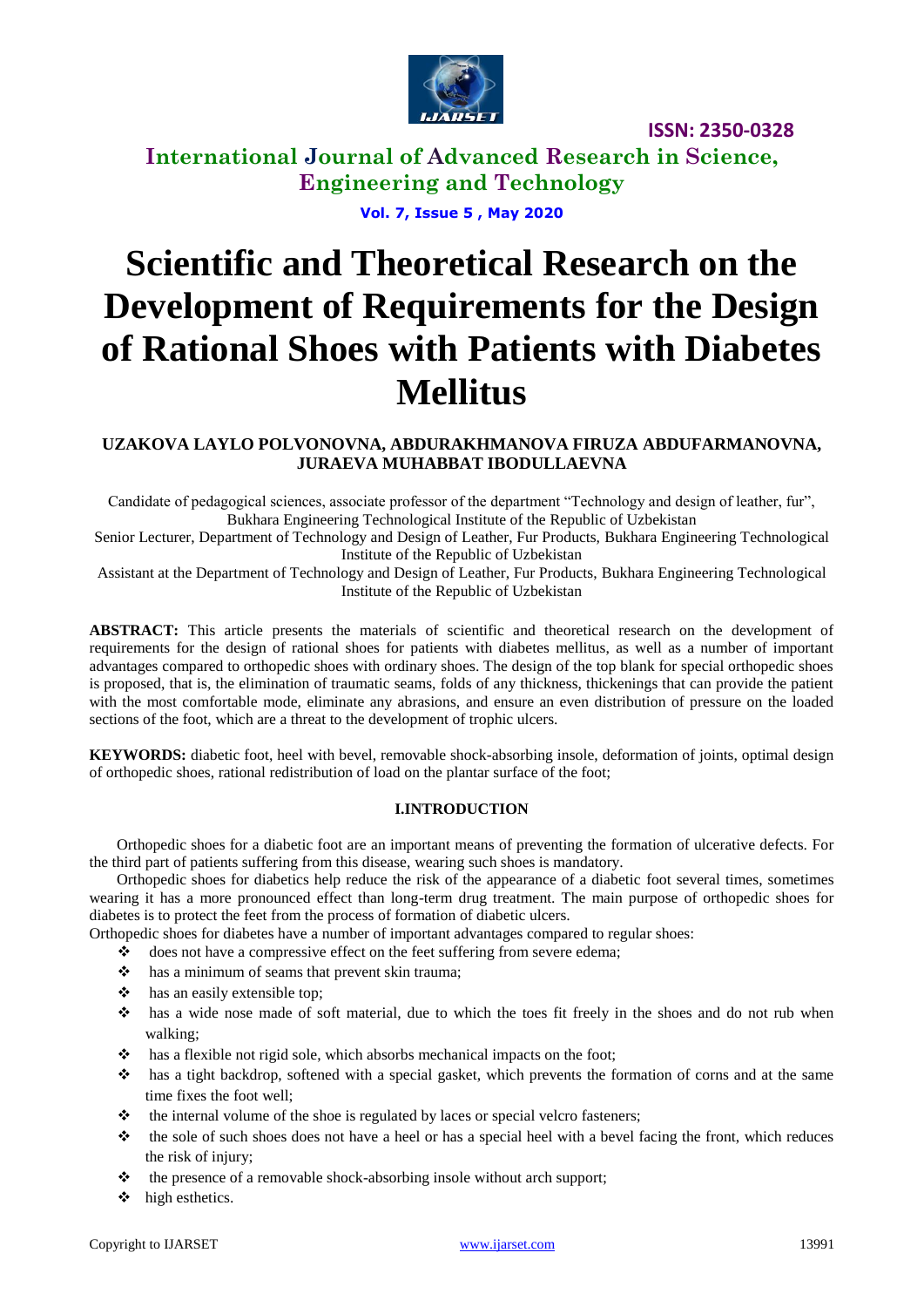# Scientific and Theoretical Research on the Development of Requirements for the Design of Rational Shoes with Patients with Diabetes Mellitus

**UZAKOVA LAYLO POLVONOVNA, ABDURAKHMANOVA FIRUZA ABDUFARMANOVNA, JURAEVA MUHABBAT IBODULLAEVNA**

Candidate of pedagogical sciences, associate professor of the department "Technology and design of leather, fur", Bukhara Engineering Technological Institute of the Republic of Uzbekistan

Senior Lecturer, Department of Technology and Design of Leather, Fur Products, Bukhara Engineering Technological Institute of the Republic of Uzbekistan

Assistant at the Department of Technology and Design of Leather, Fur Products, Bukhara Engineering Technological Institute of the Republic of Uzbekistan

**ABSTRACT:** This article presents the materials of scientific and theoretical research on the development of requirements for the design of rational shoes for patients with diabetes mellitus, as well as a number of important advantages compared to orthopedic shoes with ordinary shoes. The design of the top blank for special orthopedic shoes is proposed, that is, the elimination of traumatic seams, folds of any thickness, thickenings that can provide the patient with the most comfortable mode, eliminate any abrasions, and ensure an even distribution of pressure on the loaded sections of the foot, which are a threat to the development of trophic ulcers.

**KEYWORDS:** diabetic foot, heel with bevel, removable shock-absorbing insole, deformation of joints, optimal design of orthopedic shoes, rational redistribution of load on the plantar surface of the foot;

## I.INTRODUCTION

Orthopedic shoes for a diabetic foot are an important means of preventing the formation of ulcerative defects. For the third part of patients suffering from this disease, wearing such shoes is mandatory.

Orthopedic shoes for diabetics help reduce the risk of the appearance of a diabetic foot several times, sometimes wearing it has a more pronounced effect than long-term drug treatment. The main purpose of orthopedic shoes for diabetes is to protect the feet from the process of formation of diabetic ulcers.

Orthopedic shoes for diabetes have a number of important advantages compared to regular shoes:

- does not have a compressive effect on the feet suffering from severe edema;
- has a minimum of seams that prevent skin trauma;
- has an easily extensible top;
- has a wide nose made of soft material, due to which the toes fit freely in the shoes and do not rub when walking;
- has a flexible not rigid sole, which absorbs mechanical impacts on the foot;
- has a tight backdrop, softened with a special gasket, which prevents the formation of corns and at the same time fixes the foot well;
- the internal volume of the shoe is regulated by laces or special velcro fasteners;
- the sole of such shoes does not have a heel or has a special heel with a bevel facing the front, which reduces the risk of injury;
- the presence of a removable shock-absorbing insole without arch support;
- high esthetics.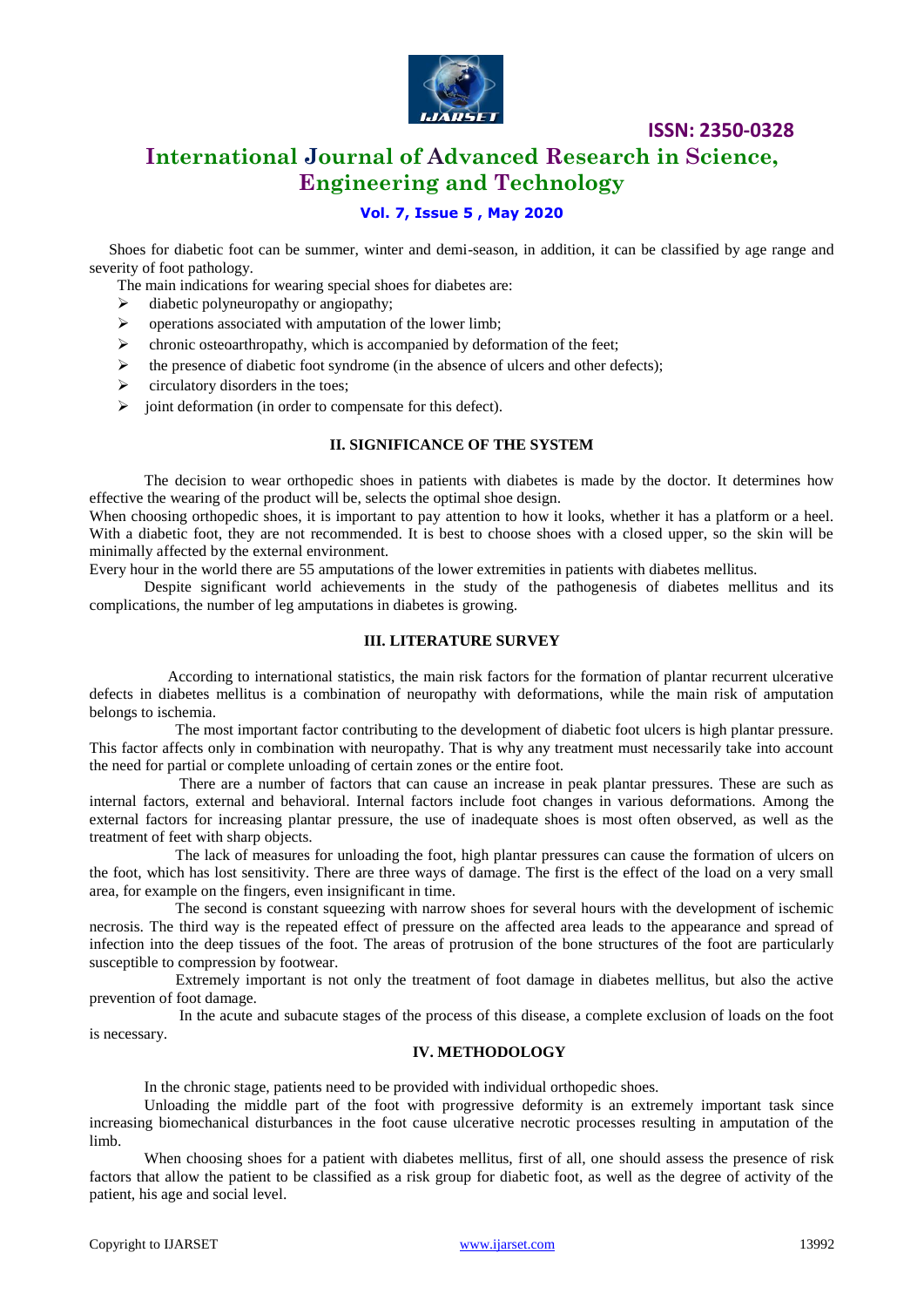Shoes for diabetic foot can be summer, winter and demi-season, in addition, it can be classified by age range and severity of foot pathology.

The main indications for wearing special shoes for diabetes are:

- diabetic polyneuropathy or angiopathy;
- operations associated with amputation of the lower limb;
- chronic osteoarthropathy, which is accompanied by deformation of the feet;
- the presence of diabetic foot syndrome (in the absence of ulcers and other defects);
- circulatory disorders in the toes;
- joint deformation (in order to compensate for this defect).

## II. SIGNIFICANCE OF THE SYSTEM

The decision to wear orthopedic shoes in patients with diabetes is made by the doctor. It determines how effective the wearing of the product will be, selects the optimal shoe design.

When choosing orthopedic shoes, it is important to pay attention to how it looks, whether it has a platform or a heel. With a diabetic foot, they are not recommended. It is best to choose shoes with a closed upper, so the skin will be minimally affected by the external environment.

Every hour in the world there are 55 amputations of the lower extremities in patients with diabetes mellitus.

Despite significant world achievements in the study of the pathogenesis of diabetes mellitus and its complications, the number of leg amputations in diabetes is growing.

## III. LITERATURE SURVEY

According to international statistics, the main risk factors for the formation of plantar recurrent ulcerative defects in diabetes mellitus is a combination of neuropathy with deformations, while the main risk of amputation belongs to ischemia.

The most important factor contributing to the development of diabetic foot ulcers is high plantar pressure. This factor affects only in combination with neuropathy. That is why any treatment must necessarily take into account the need for partial or complete unloading of certain zones or the entire foot.

There are a number of factors that can cause an increase in peak plantar pressures. These are such as internal factors, external and behavioral. Internal factors include foot changes in various deformations. Among the external factors for increasing plantar pressure, the use of inadequate shoes is most often observed, as well as the treatment of feet with sharp objects.

The lack of measures for unloading the foot, high plantar pressures can cause the formation of ulcers on the foot, which has lost sensitivity. There are three ways of damage. The first is the effect of the load on a very small area, for example on the fingers, even insignificant in time.

The second is constant squeezing with narrow shoes for several hours with the development of ischemic necrosis. The third way is the repeated effect of pressure on the affected area leads to the appearance and spread of infection into the deep tissues of the foot. The areas of protrusion of the bone structures of the foot are particularly susceptible to compression by footwear.

Extremely important is not only the treatment of foot damage in diabetes mellitus, but also the active prevention of foot damage.

In the acute and subacute stages of the process of this disease, a complete exclusion of loads on the foot is necessary.

## IV. METHODOLOGY

In the chronic stage, patients need to be provided with individual orthopedic shoes.

Unloading the middle part of the foot with progressive deformity is an extremely important task since increasing biomechanical disturbances in the foot cause ulcerative necrotic processes resulting in amputation of the limb.

When choosing shoes for a patient with diabetes mellitus, first of all, one should assess the presence of risk factors that allow the patient to be classified as a risk group for diabetic foot, as well as the degree of activity of the patient, his age and social level.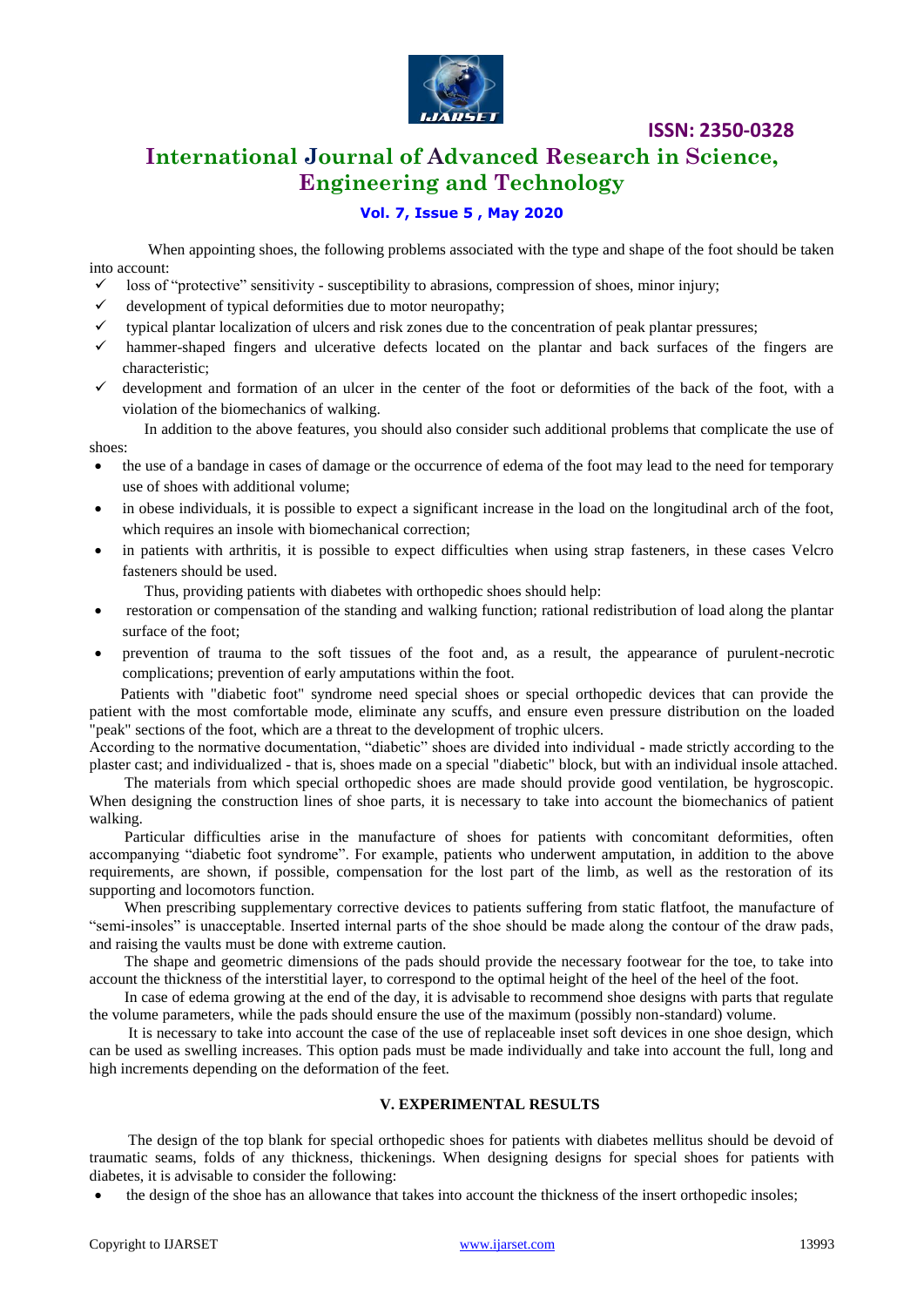When appointing shoes, the following problems associated with the type and shape of the foot should be taken into account:

- loss of "protective" sensitivity - susceptibility to abrasions, compression of shoes, minor injury;
- development of typical deformities due to motor neuropathy;
- typical plantar localization of ulcers and risk zones due to the concentration of peak plantar pressures;
- hammer-shaped fingers and ulcerative defects located on the plantar and back surfaces of the fingers are characteristic;
- development and formation of an ulcer in the center of the foot or deformities of the back of the foot, with a violation of the biomechanics of walking.

In addition to the above features, you should also consider such additional problems that complicate the use of shoes:

- the use of a bandage in cases of damage or the occurrence of edema of the foot may lead to the need for temporary use of shoes with additional volume;
- in obese individuals, it is possible to expect a significant increase in the load on the longitudinal arch of the foot, which requires an insole with biomechanical correction;
- in patients with arthritis, it is possible to expect difficulties when using strap fasteners, in these cases Velcro fasteners should be used.

Thus, providing patients with diabetes with orthopedic shoes should help:

- restoration or compensation of the standing and walking function; rational redistribution of load along the plantar surface of the foot;
- prevention of trauma to the soft tissues of the foot and, as a result, the appearance of purulent-necrotic complications; prevention of early amputations within the foot.

Patients with "diabetic foot" syndrome need special shoes or special orthopedic devices that can provide the patient with the most comfortable mode, eliminate any scuffs, and ensure even pressure distribution on the loaded "peak" sections of the foot, which are a threat to the development of trophic ulcers.

According to the normative documentation, "diabetic" shoes are divided into individual - made strictly according to the plaster cast; and individualized - that is, shoes made on a special "diabetic" block, but with an individual insole attached.

The materials from which special orthopedic shoes are made should provide good ventilation, be hygroscopic. When designing the construction lines of shoe parts, it is necessary to take into account the biomechanics of patient walking.

Particular difficulties arise in the manufacture of shoes for patients with concomitant deformities, often accompanying "diabetic foot syndrome". For example, patients who underwent amputation, in addition to the above requirements, are shown, if possible, compensation for the lost part of the limb, as well as the restoration of its supporting and locomotors function.

When prescribing supplementary corrective devices to patients suffering from static flatfoot, the manufacture of "semi-insoles" is unacceptable. Inserted internal parts of the shoe should be made along the contour of the draw pads, and raising the vaults must be done with extreme caution.

The shape and geometric dimensions of the pads should provide the necessary footwear for the toe, to take into account the thickness of the interstitial layer, to correspond to the optimal height of the heel of the heel of the foot.

In case of edema growing at the end of the day, it is advisable to recommend shoe designs with parts that regulate the volume parameters, while the pads should ensure the use of the maximum (possibly non-standard) volume.

It is necessary to take into account the case of the use of replaceable inset soft devices in one shoe design, which can be used as swelling increases. This option pads must be made individually and take into account the full, long and high increments depending on the deformation of the feet.

## V. EXPERIMENTAL RESULTS

The design of the top blank for special orthopedic shoes for patients with diabetes mellitus should be devoid of traumatic seams, folds of any thickness, thickenings. When designing designs for special shoes for patients with diabetes, it is advisable to consider the following:

- the design of the shoe has an allowance that takes into account the thickness of the insert orthopedic insoles;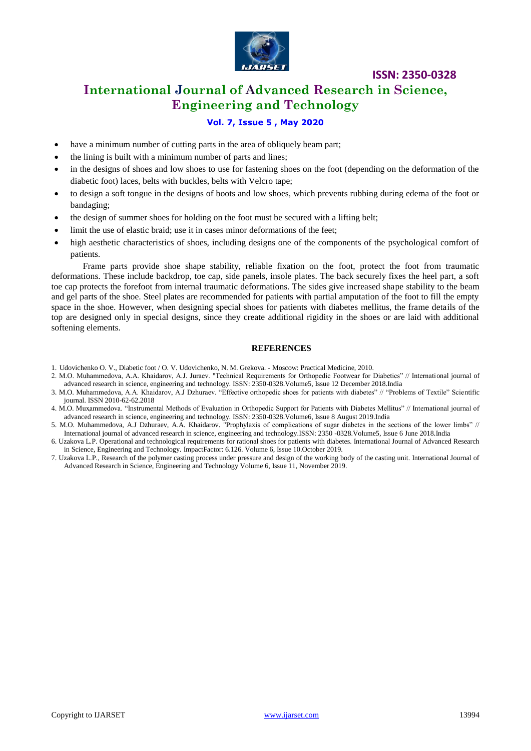- have a minimum number of cutting parts in the area of obliquely beam part;
- the lining is built with a minimum number of parts and lines;
- in the designs of shoes and low shoes to use for fastening shoes on the foot (depending on the deformation of the diabetic foot) laces, belts with buckles, belts with Velcro tape;
- to design a soft tongue in the designs of boots and low shoes, which prevents rubbing during edema of the foot or bandaging;
- the design of summer shoes for holding on the foot must be secured with a lifting belt;
- limit the use of elastic braid; use it in cases minor deformations of the feet;
- high aesthetic characteristics of shoes, including designs one of the components of the psychological comfort of patients.

Frame parts provide shoe shape stability, reliable fixation on the foot, protect the foot from traumatic deformations. These include backdrop, toe cap, side panels, insole plates. The back securely fixes the heel part, a soft toe cap protects the forefoot from internal traumatic deformations. The sides give increased shape stability to the beam and gel parts of the shoe. Steel plates are recommended for patients with partial amputation of the foot to fill the empty space in the shoe. However, when designing special shoes for patients with diabetes mellitus, the frame details of the top are designed only in special designs, since they create additional rigidity in the shoes or are laid with additional softening elements.

## REFERENCES

1. Udovichenko O. V., Diabetic foot / O. V. Udovichenko, N. M. Grekova. - Moscow: Practical Medicine, 2010.
2. M.O. Muhammedova, A.A. Khaidarov, A.J. Juraev. "Technical Requirements for Orthopedic Footwear for Diabetics" // International journal of advanced research in science, engineering and technology. ISSN: 2350-0328.Volume5, Issue 12 December 2018.India
3. M.O. Muhammedova, A.A. Khaidarov, A.J Dzhuraev. "Effective orthopedic shoes for patients with diabetes" // "Problems of Textile" Scientific journal. ISSN 2010-62-62.2018
4. M.O. Muxammedova. "Instrumental Methods of Evaluation in Orthopedic Support for Patients with Diabetes Mellitus" // International journal of advanced research in science, engineering and technology. ISSN: 2350-0328.Volume6, Issue 8 August 2019.India
5. M.O. Muhammedova, A.J Dzhuraev, A.A. Khaidarov. "Prophylaxis of complications of sugar diabetes in the sections of the lower limbs" // International journal of advanced research in science, engineering and technology.ISSN: 2350 -0328.Volume5, Issue 6 June 2018.India
6. Uzakova L.P. Operational and technological requirements for rational shoes for patients with diabetes. International Journal of Advanced Research in Science, Engineering and Technology. ImpactFactor: 6.126. Volume 6, Issue 10.October 2019.
7. Uzakova L.P., Research of the polymer casting process under pressure and design of the working body of the casting unit. International Journal of Advanced Research in Science, Engineering and Technology Volume 6, Issue 11, November 2019.